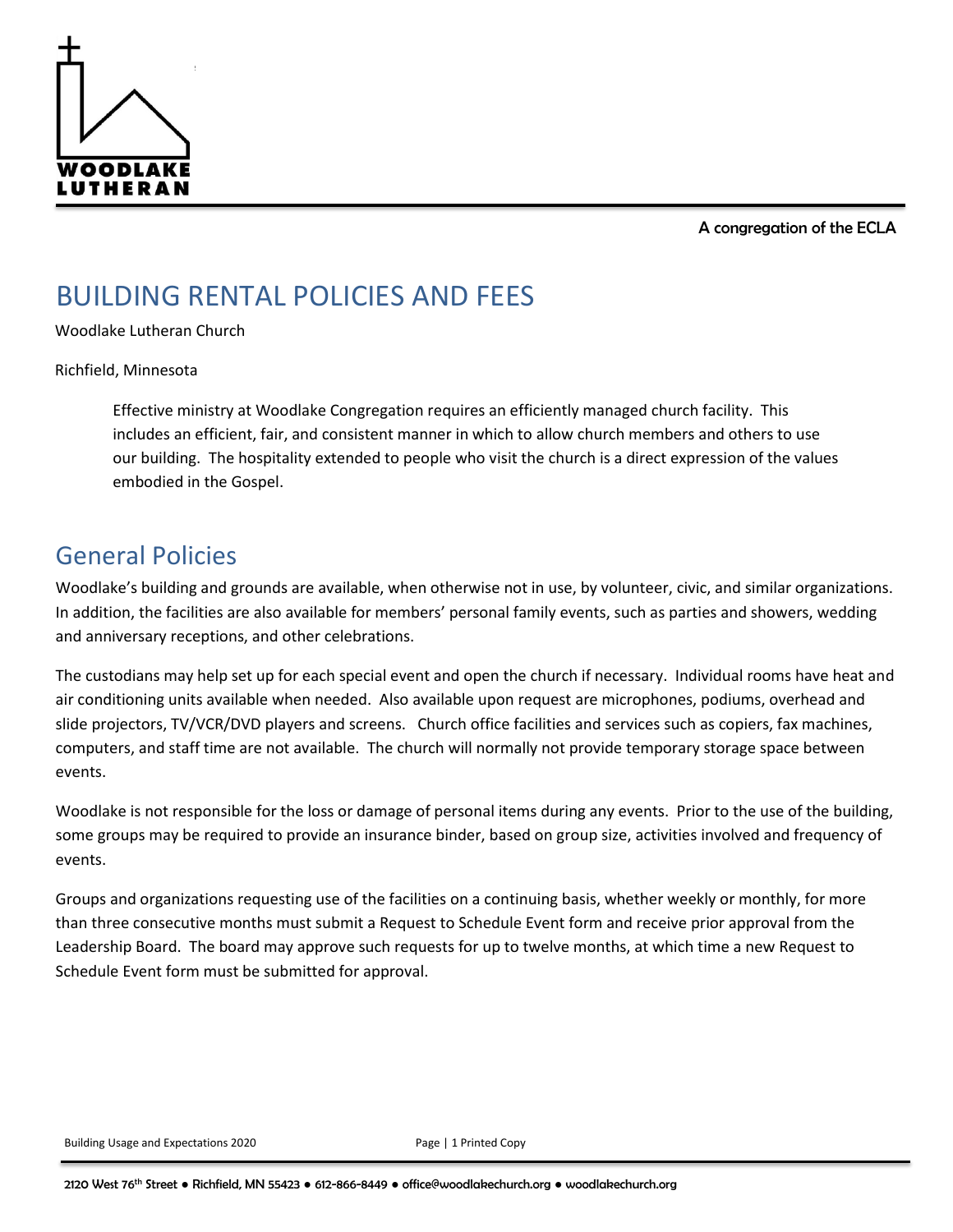WOODLAKE LUTHERAN

A congregation of the ECLA

# BUILDING RENTAL POLICIES AND FEES

Woodlake Lutheran Church

Richfield, Minnesota

> Effective ministry at Woodlake Congregation requires an efficiently managed church facility. This includes an efficient, fair, and consistent manner in which to allow church members and others to use our building. The hospitality extended to people who visit the church is a direct expression of the values embodied in the Gospel.

## General Policies

Woodlake's building and grounds are available, when otherwise not in use, by volunteer, civic, and similar organizations. In addition, the facilities are also available for members' personal family events, such as parties and showers, wedding and anniversary receptions, and other celebrations.

The custodians may help set up for each special event and open the church if necessary. Individual rooms have heat and air conditioning units available when needed. Also available upon request are microphones, podiums, overhead and slide projectors, TV/VCR/DVD players and screens. Church office facilities and services such as copiers, fax machines, computers, and staff time are not available. The church will normally not provide temporary storage space between events.

Woodlake is not responsible for the loss or damage of personal items during any events. Prior to the use of the building, some groups may be required to provide an insurance binder, based on group size, activities involved and frequency of events.

Groups and organizations requesting use of the facilities on a continuing basis, whether weekly or monthly, for more than three consecutive months must submit a Request to Schedule Event form and receive prior approval from the Leadership Board. The board may approve such requests for up to twelve months, at which time a new Request to Schedule Event form must be submitted for approval.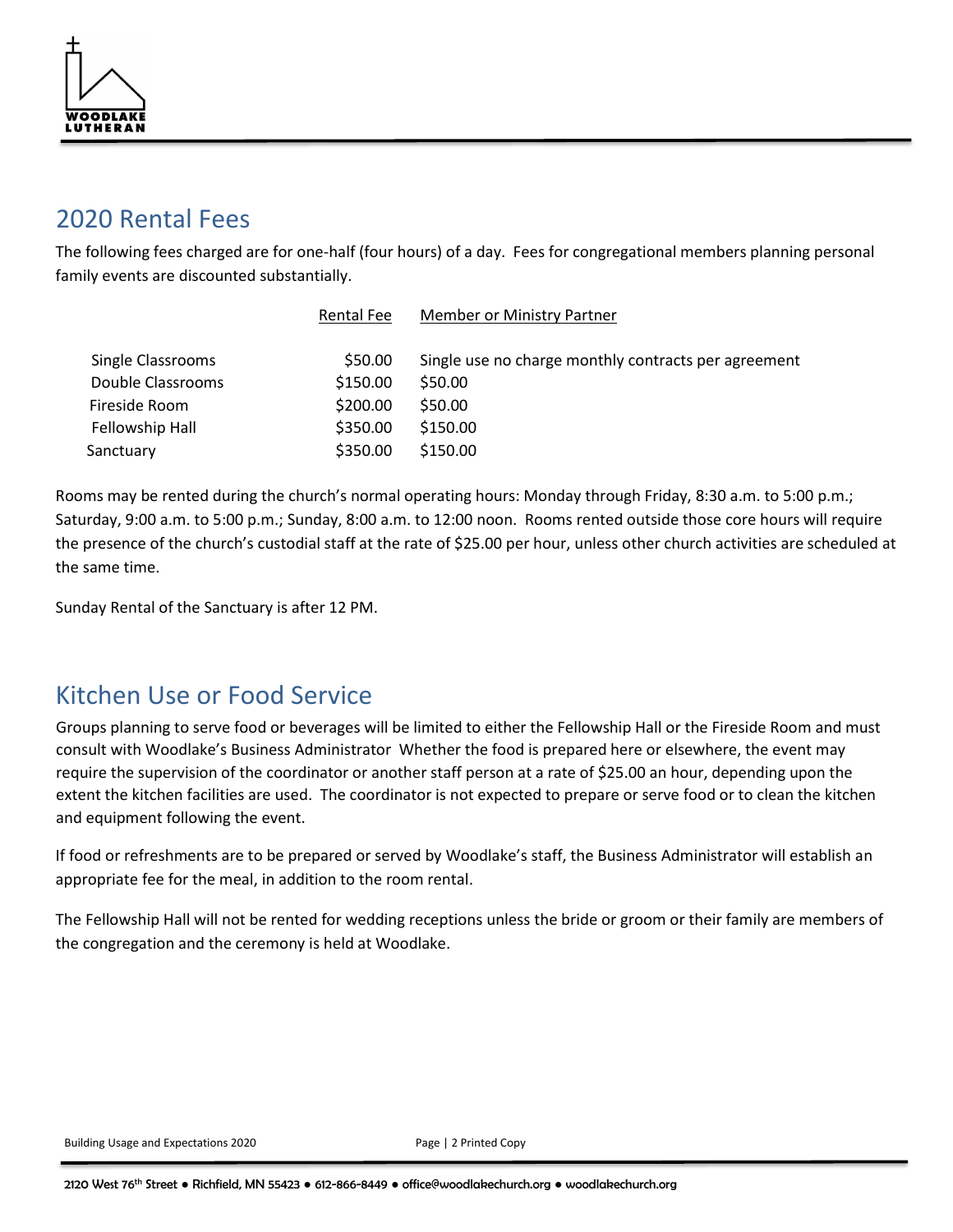## 2020 Rental Fees

The following fees charged are for one-half (four hours) of a day. Fees for congregational members planning personal family events are discounted substantially.

| | Rental Fee | Member or Ministry Partner |
|---|---|---|
| Single Classrooms | $50.00 | Single use no charge monthly contracts per agreement |
| Double Classrooms | $150.00 | $50.00 |
| Fireside Room | $200.00 | $50.00 |
| Fellowship Hall | $350.00 | $150.00 |
| Sanctuary | $350.00 | $150.00 |

Rooms may be rented during the church's normal operating hours: Monday through Friday, 8:30 a.m. to 5:00 p.m.; Saturday, 9:00 a.m. to 5:00 p.m.; Sunday, 8:00 a.m. to 12:00 noon. Rooms rented outside those core hours will require the presence of the church's custodial staff at the rate of $25.00 per hour, unless other church activities are scheduled at the same time.

Sunday Rental of the Sanctuary is after 12 PM.

## Kitchen Use or Food Service

Groups planning to serve food or beverages will be limited to either the Fellowship Hall or the Fireside Room and must consult with Woodlake's Business Administrator Whether the food is prepared here or elsewhere, the event may require the supervision of the coordinator or another staff person at a rate of $25.00 an hour, depending upon the extent the kitchen facilities are used. The coordinator is not expected to prepare or serve food or to clean the kitchen and equipment following the event.

If food or refreshments are to be prepared or served by Woodlake's staff, the Business Administrator will establish an appropriate fee for the meal, in addition to the room rental.

The Fellowship Hall will not be rented for wedding receptions unless the bride or groom or their family are members of the congregation and the ceremony is held at Woodlake.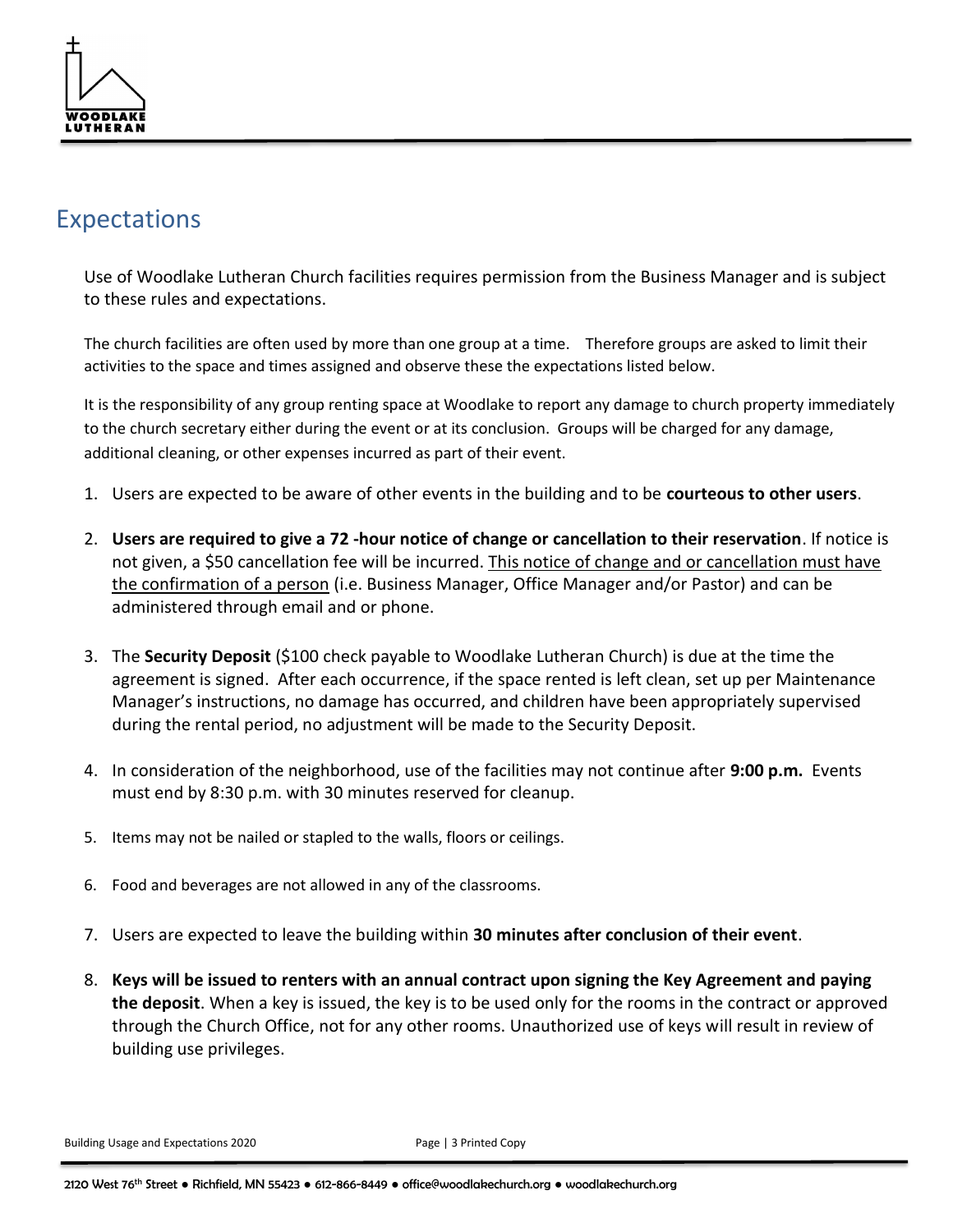## Expectations

Use of Woodlake Lutheran Church facilities requires permission from the Business Manager and is subject to these rules and expectations.

The church facilities are often used by more than one group at a time. Therefore groups are asked to limit their activities to the space and times assigned and observe these the expectations listed below.

It is the responsibility of any group renting space at Woodlake to report any damage to church property immediately to the church secretary either during the event or at its conclusion. Groups will be charged for any damage, additional cleaning, or other expenses incurred as part of their event.

1. Users are expected to be aware of other events in the building and to be **courteous to other users**.
2. **Users are required to give a 72 -hour notice of change or cancellation to their reservation**. If notice is not given, a $50 cancellation fee will be incurred. This notice of change and or cancellation must have the confirmation of a person (i.e. Business Manager, Office Manager and/or Pastor) and can be administered through email and or phone.
3. The **Security Deposit** ($100 check payable to Woodlake Lutheran Church) is due at the time the agreement is signed. After each occurrence, if the space rented is left clean, set up per Maintenance Manager's instructions, no damage has occurred, and children have been appropriately supervised during the rental period, no adjustment will be made to the Security Deposit.
4. In consideration of the neighborhood, use of the facilities may not continue after **9:00 p.m.** Events must end by 8:30 p.m. with 30 minutes reserved for cleanup.
5. Items may not be nailed or stapled to the walls, floors or ceilings.
6. Food and beverages are not allowed in any of the classrooms.
7. Users are expected to leave the building within **30 minutes after conclusion of their event**.
8. **Keys will be issued to renters with an annual contract upon signing the Key Agreement and paying the deposit**. When a key is issued, the key is to be used only for the rooms in the contract or approved through the Church Office, not for any other rooms. Unauthorized use of keys will result in review of building use privileges.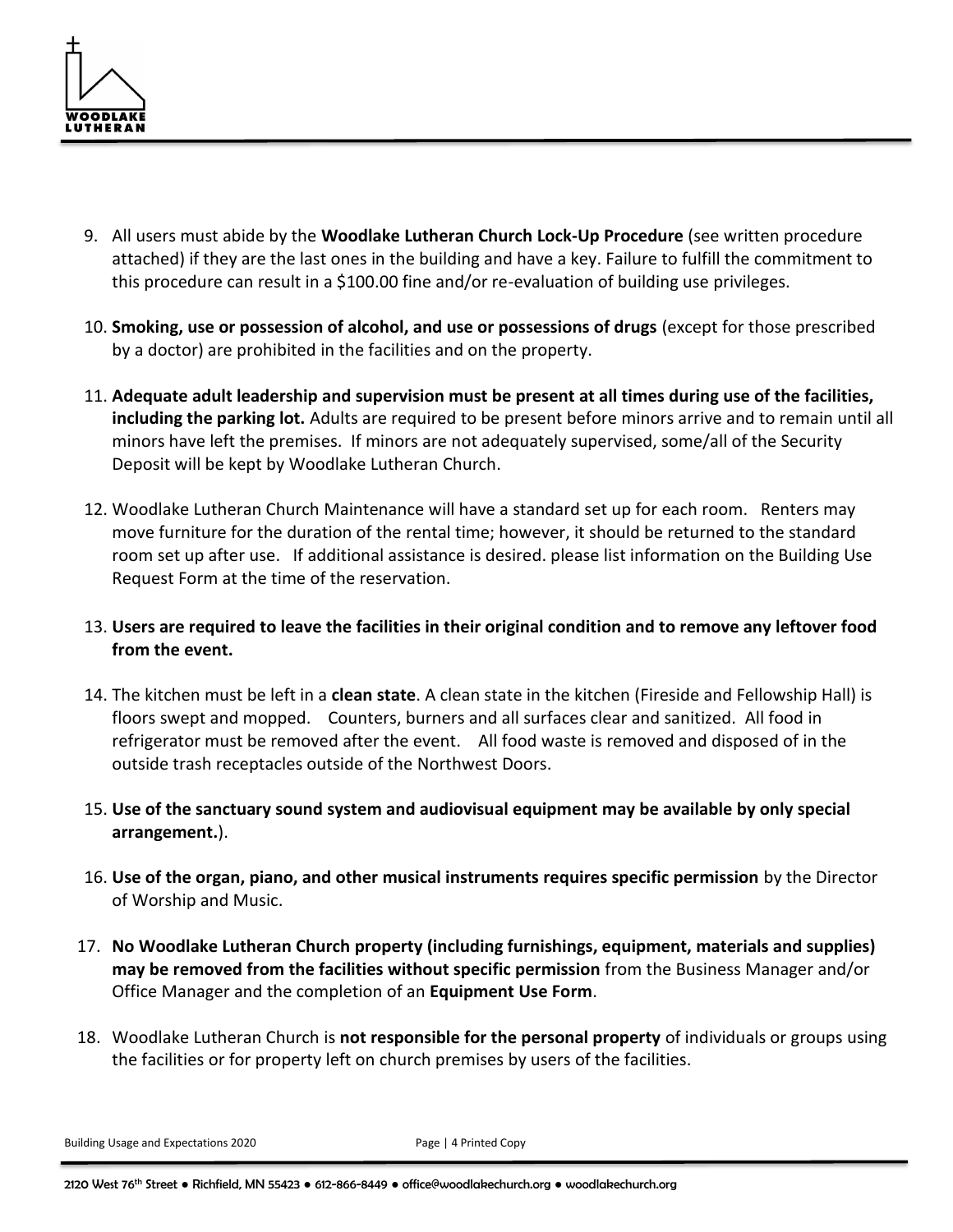9. All users must abide by the **Woodlake Lutheran Church Lock-Up Procedure** (see written procedure attached) if they are the last ones in the building and have a key. Failure to fulfill the commitment to this procedure can result in a $100.00 fine and/or re-evaluation of building use privileges.

10. **Smoking, use or possession of alcohol, and use or possessions of drugs** (except for those prescribed by a doctor) are prohibited in the facilities and on the property.

11. **Adequate adult leadership and supervision must be present at all times during use of the facilities, including the parking lot.** Adults are required to be present before minors arrive and to remain until all minors have left the premises. If minors are not adequately supervised, some/all of the Security Deposit will be kept by Woodlake Lutheran Church.

12. Woodlake Lutheran Church Maintenance will have a standard set up for each room. Renters may move furniture for the duration of the rental time; however, it should be returned to the standard room set up after use. If additional assistance is desired. please list information on the Building Use Request Form at the time of the reservation.

13. **Users are required to leave the facilities in their original condition and to remove any leftover food from the event.**

14. The kitchen must be left in a **clean state**. A clean state in the kitchen (Fireside and Fellowship Hall) is floors swept and mopped. Counters, burners and all surfaces clear and sanitized. All food in refrigerator must be removed after the event. All food waste is removed and disposed of in the outside trash receptacles outside of the Northwest Doors.

15. **Use of the sanctuary sound system and audiovisual equipment may be available by only special arrangement.**).

16. **Use of the organ, piano, and other musical instruments requires specific permission** by the Director of Worship and Music.

17. **No Woodlake Lutheran Church property (including furnishings, equipment, materials and supplies) may be removed from the facilities without specific permission** from the Business Manager and/or Office Manager and the completion of an **Equipment Use Form**.

18. Woodlake Lutheran Church is **not responsible for the personal property** of individuals or groups using the facilities or for property left on church premises by users of the facilities.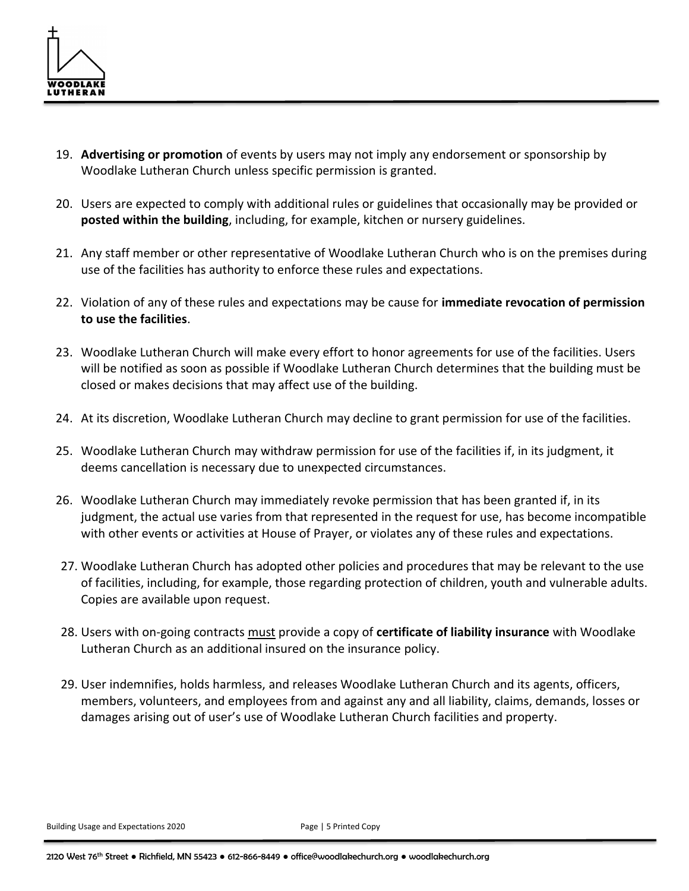19. **Advertising or promotion** of events by users may not imply any endorsement or sponsorship by Woodlake Lutheran Church unless specific permission is granted.

20. Users are expected to comply with additional rules or guidelines that occasionally may be provided or **posted within the building**, including, for example, kitchen or nursery guidelines.

21. Any staff member or other representative of Woodlake Lutheran Church who is on the premises during use of the facilities has authority to enforce these rules and expectations.

22. Violation of any of these rules and expectations may be cause for **immediate revocation of permission to use the facilities**.

23. Woodlake Lutheran Church will make every effort to honor agreements for use of the facilities. Users will be notified as soon as possible if Woodlake Lutheran Church determines that the building must be closed or makes decisions that may affect use of the building.

24. At its discretion, Woodlake Lutheran Church may decline to grant permission for use of the facilities.

25. Woodlake Lutheran Church may withdraw permission for use of the facilities if, in its judgment, it deems cancellation is necessary due to unexpected circumstances.

26. Woodlake Lutheran Church may immediately revoke permission that has been granted if, in its judgment, the actual use varies from that represented in the request for use, has become incompatible with other events or activities at House of Prayer, or violates any of these rules and expectations.

27. Woodlake Lutheran Church has adopted other policies and procedures that may be relevant to the use of facilities, including, for example, those regarding protection of children, youth and vulnerable adults. Copies are available upon request.

28. Users with on-going contracts <u>must</u> provide a copy of **certificate of liability insurance** with Woodlake Lutheran Church as an additional insured on the insurance policy.

29. User indemnifies, holds harmless, and releases Woodlake Lutheran Church and its agents, officers, members, volunteers, and employees from and against any and all liability, claims, demands, losses or damages arising out of user's use of Woodlake Lutheran Church facilities and property.